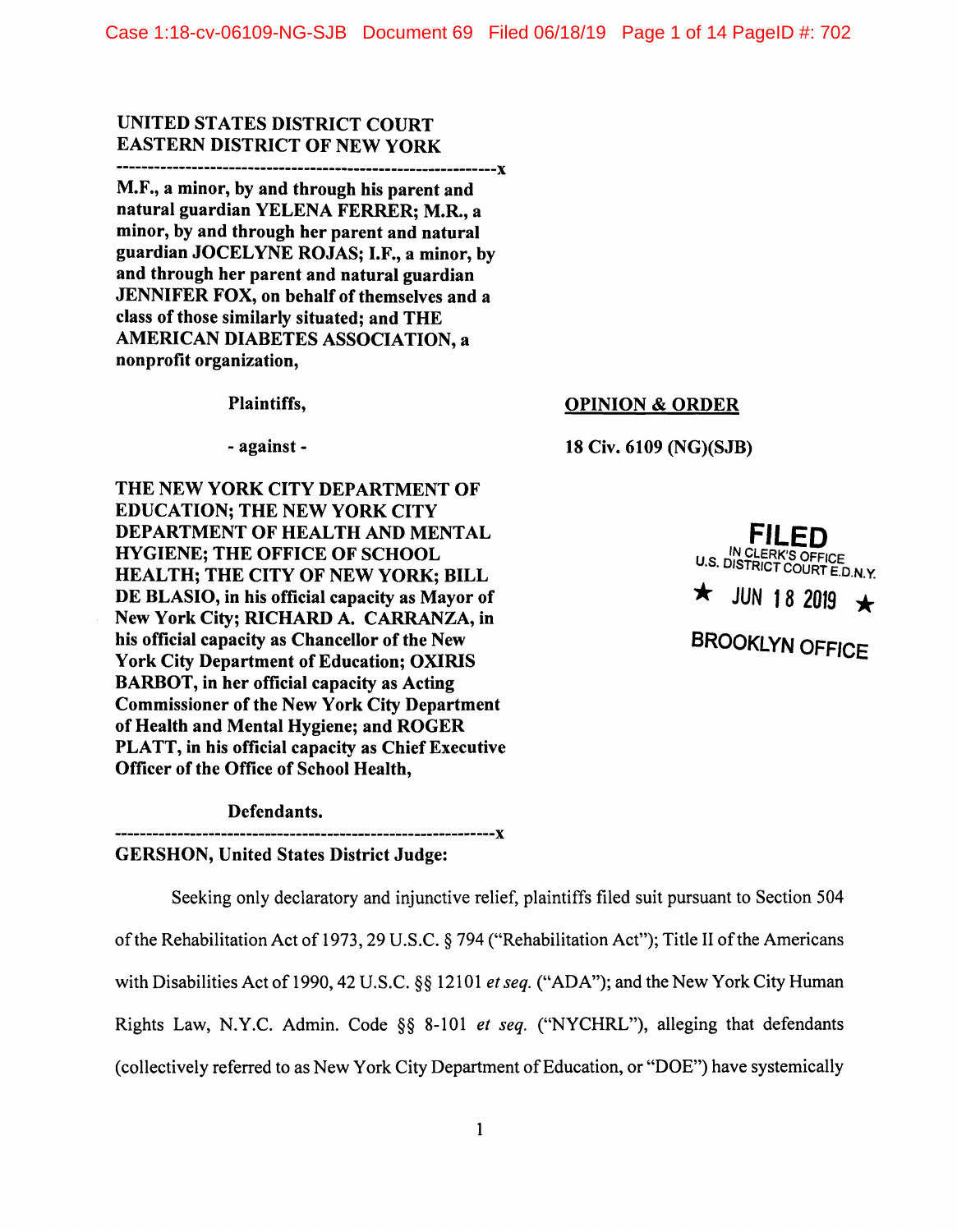UNITED STATES DISTRICT COURT
EASTERN DISTRICT OF NEW YORK

---------------------------------------------------------------x

**M.F., a minor, by and through his parent and natural guardian YELENA FERRER; M.R., a minor, by and through her parent and natural guardian JOCELYNE ROJAS; I.F., a minor, by and through her parent and natural guardian JENNIFER FOX, on behalf of themselves and a class of those similarly situated; and THE AMERICAN DIABETES ASSOCIATION, a nonprofit organization,**

**Plaintiffs,**

**- against -**

**THE NEW YORK CITY DEPARTMENT OF EDUCATION; THE NEW YORK CITY DEPARTMENT OF HEALTH AND MENTAL HYGIENE; THE OFFICE OF SCHOOL HEALTH; THE CITY OF NEW YORK; BILL DE BLASIO, in his official capacity as Mayor of New York City; RICHARD A. CARRANZA, in his official capacity as Chancellor of the New York City Department of Education; OXIRIS BARBOT, in her official capacity as Acting Commissioner of the New York City Department of Health and Mental Hygiene; and ROGER PLATT, in his official capacity as Chief Executive Officer of the Office of School Health,**

**Defendants.**

---------------------------------------------------------------x

**OPINION & ORDER**

**18 Civ. 6109 (NG)(SJB)**

FILED
IN CLERK'S OFFICE
U.S. DISTRICT COURT E.D.N.Y.
★ JUN 18 2019 ★
BROOKLYN OFFICE

**GERSHON, United States District Judge:**

Seeking only declaratory and injunctive relief, plaintiffs filed suit pursuant to Section 504 of the Rehabilitation Act of 1973, 29 U.S.C. § 794 ("Rehabilitation Act"); Title II of the Americans with Disabilities Act of 1990, 42 U.S.C. §§ 12101 *et seq.* ("ADA"); and the New York City Human Rights Law, N.Y.C. Admin. Code §§ 8-101 *et seq.* ("NYCHRL"), alleging that defendants (collectively referred to as New York City Department of Education, or "DOE") have systemically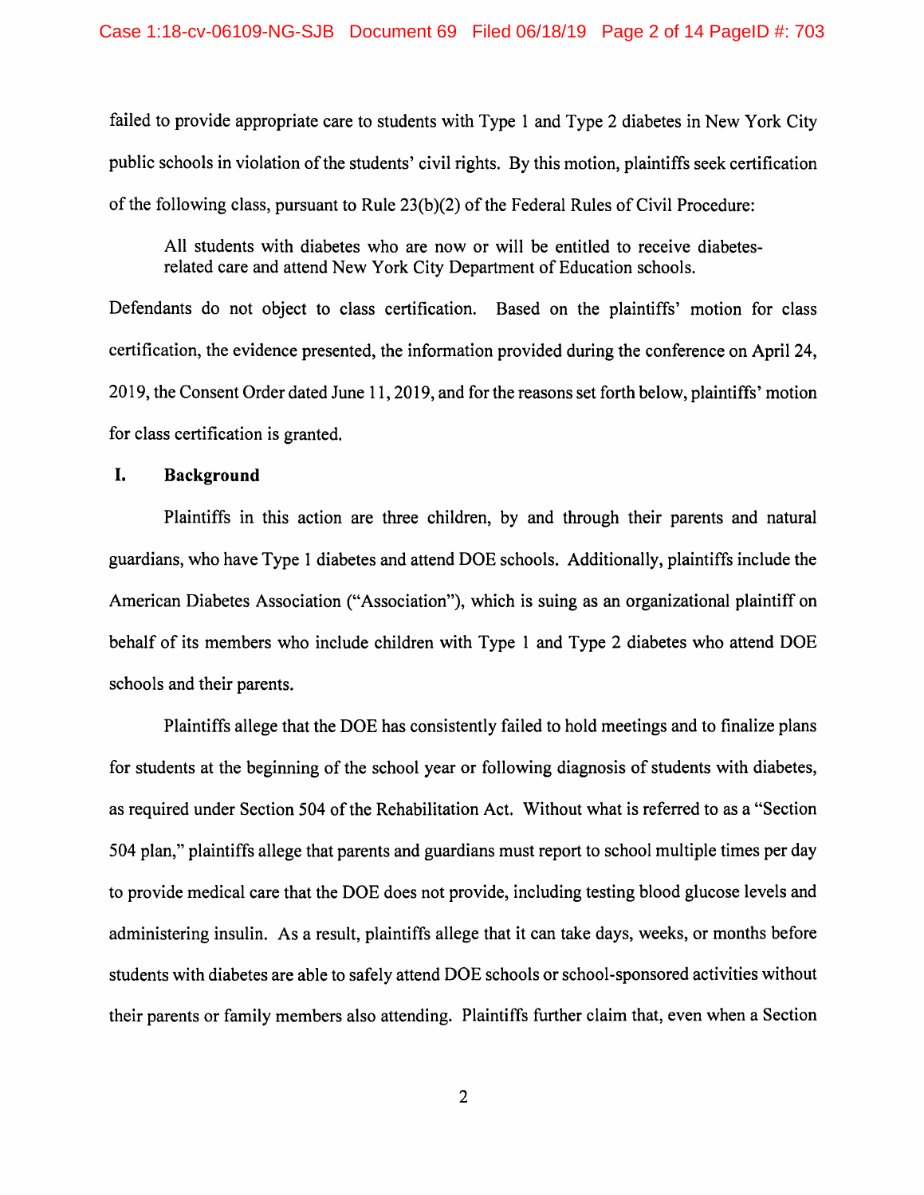failed to provide appropriate care to students with Type 1 and Type 2 diabetes in New York City public schools in violation of the students' civil rights. By this motion, plaintiffs seek certification of the following class, pursuant to Rule 23(b)(2) of the Federal Rules of Civil Procedure:

> All students with diabetes who are now or will be entitled to receive diabetes-related care and attend New York City Department of Education schools.

Defendants do not object to class certification. Based on the plaintiffs' motion for class certification, the evidence presented, the information provided during the conference on April 24, 2019, the Consent Order dated June 11, 2019, and for the reasons set forth below, plaintiffs' motion for class certification is granted.

## I. Background

Plaintiffs in this action are three children, by and through their parents and natural guardians, who have Type 1 diabetes and attend DOE schools. Additionally, plaintiffs include the American Diabetes Association ("Association"), which is suing as an organizational plaintiff on behalf of its members who include children with Type 1 and Type 2 diabetes who attend DOE schools and their parents.

Plaintiffs allege that the DOE has consistently failed to hold meetings and to finalize plans for students at the beginning of the school year or following diagnosis of students with diabetes, as required under Section 504 of the Rehabilitation Act. Without what is referred to as a "Section 504 plan," plaintiffs allege that parents and guardians must report to school multiple times per day to provide medical care that the DOE does not provide, including testing blood glucose levels and administering insulin. As a result, plaintiffs allege that it can take days, weeks, or months before students with diabetes are able to safely attend DOE schools or school-sponsored activities without their parents or family members also attending. Plaintiffs further claim that, even when a Section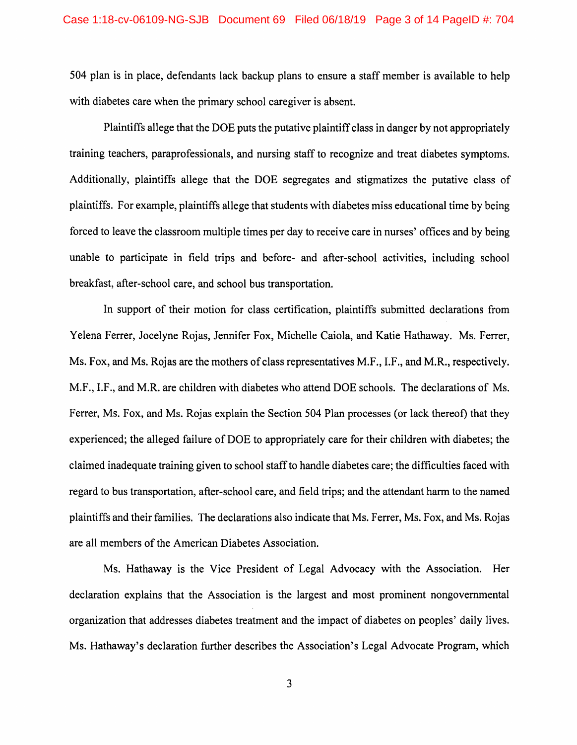504 plan is in place, defendants lack backup plans to ensure a staff member is available to help with diabetes care when the primary school caregiver is absent.

Plaintiffs allege that the DOE puts the putative plaintiff class in danger by not appropriately training teachers, paraprofessionals, and nursing staff to recognize and treat diabetes symptoms. Additionally, plaintiffs allege that the DOE segregates and stigmatizes the putative class of plaintiffs. For example, plaintiffs allege that students with diabetes miss educational time by being forced to leave the classroom multiple times per day to receive care in nurses' offices and by being unable to participate in field trips and before- and after-school activities, including school breakfast, after-school care, and school bus transportation.

In support of their motion for class certification, plaintiffs submitted declarations from Yelena Ferrer, Jocelyne Rojas, Jennifer Fox, Michelle Caiola, and Katie Hathaway. Ms. Ferrer, Ms. Fox, and Ms. Rojas are the mothers of class representatives M.F., I.F., and M.R., respectively. M.F., I.F., and M.R. are children with diabetes who attend DOE schools. The declarations of Ms. Ferrer, Ms. Fox, and Ms. Rojas explain the Section 504 Plan processes (or lack thereof) that they experienced; the alleged failure of DOE to appropriately care for their children with diabetes; the claimed inadequate training given to school staff to handle diabetes care; the difficulties faced with regard to bus transportation, after-school care, and field trips; and the attendant harm to the named plaintiffs and their families. The declarations also indicate that Ms. Ferrer, Ms. Fox, and Ms. Rojas are all members of the American Diabetes Association.

Ms. Hathaway is the Vice President of Legal Advocacy with the Association. Her declaration explains that the Association is the largest and most prominent nongovernmental organization that addresses diabetes treatment and the impact of diabetes on peoples' daily lives. Ms. Hathaway's declaration further describes the Association's Legal Advocate Program, which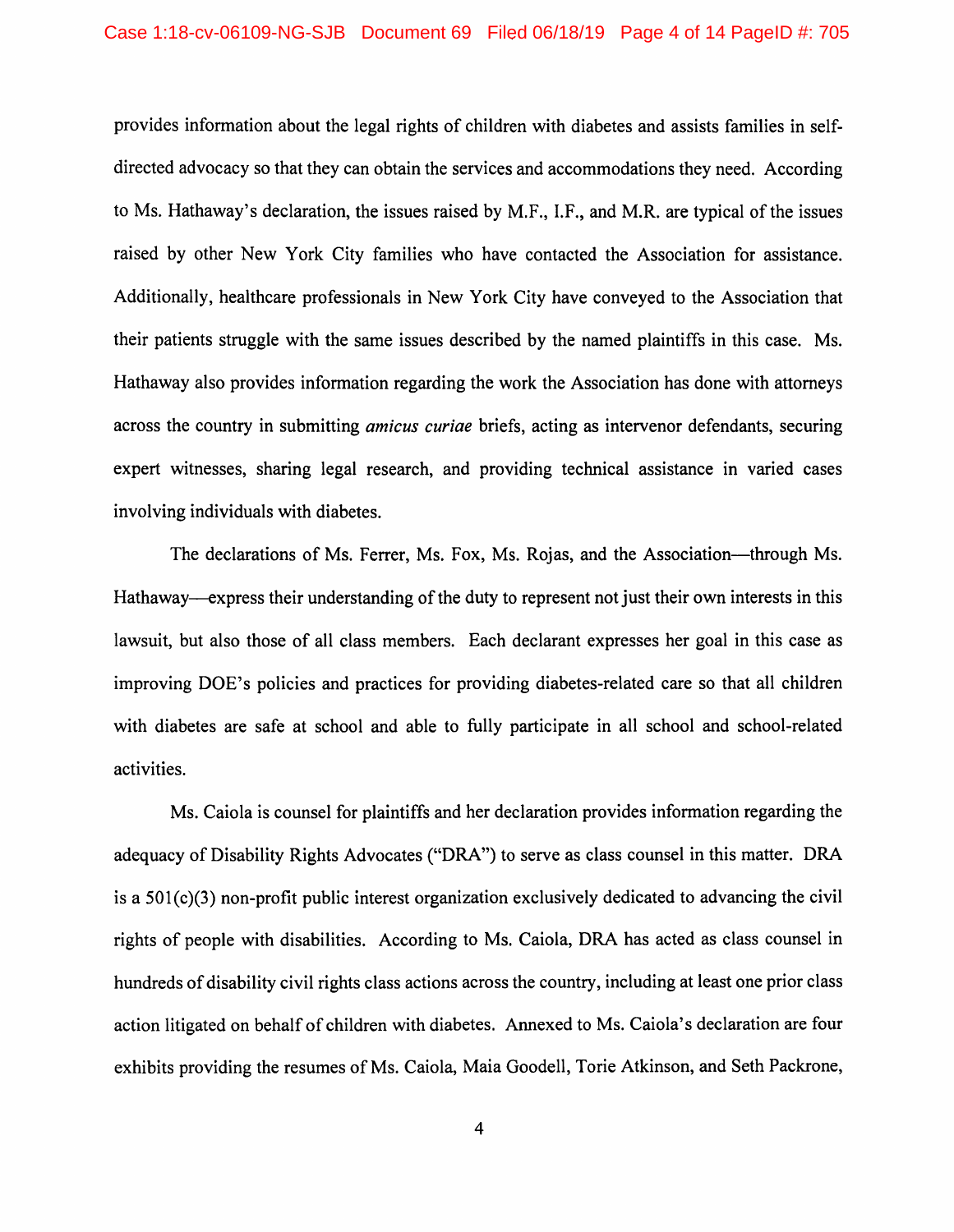provides information about the legal rights of children with diabetes and assists families in self-directed advocacy so that they can obtain the services and accommodations they need. According to Ms. Hathaway's declaration, the issues raised by M.F., I.F., and M.R. are typical of the issues raised by other New York City families who have contacted the Association for assistance. Additionally, healthcare professionals in New York City have conveyed to the Association that their patients struggle with the same issues described by the named plaintiffs in this case. Ms. Hathaway also provides information regarding the work the Association has done with attorneys across the country in submitting *amicus curiae* briefs, acting as intervenor defendants, securing expert witnesses, sharing legal research, and providing technical assistance in varied cases involving individuals with diabetes.

The declarations of Ms. Ferrer, Ms. Fox, Ms. Rojas, and the Association—through Ms. Hathaway—express their understanding of the duty to represent not just their own interests in this lawsuit, but also those of all class members. Each declarant expresses her goal in this case as improving DOE's policies and practices for providing diabetes-related care so that all children with diabetes are safe at school and able to fully participate in all school and school-related activities.

Ms. Caiola is counsel for plaintiffs and her declaration provides information regarding the adequacy of Disability Rights Advocates ("DRA") to serve as class counsel in this matter. DRA is a 501(c)(3) non-profit public interest organization exclusively dedicated to advancing the civil rights of people with disabilities. According to Ms. Caiola, DRA has acted as class counsel in hundreds of disability civil rights class actions across the country, including at least one prior class action litigated on behalf of children with diabetes. Annexed to Ms. Caiola's declaration are four exhibits providing the resumes of Ms. Caiola, Maia Goodell, Torie Atkinson, and Seth Packrone,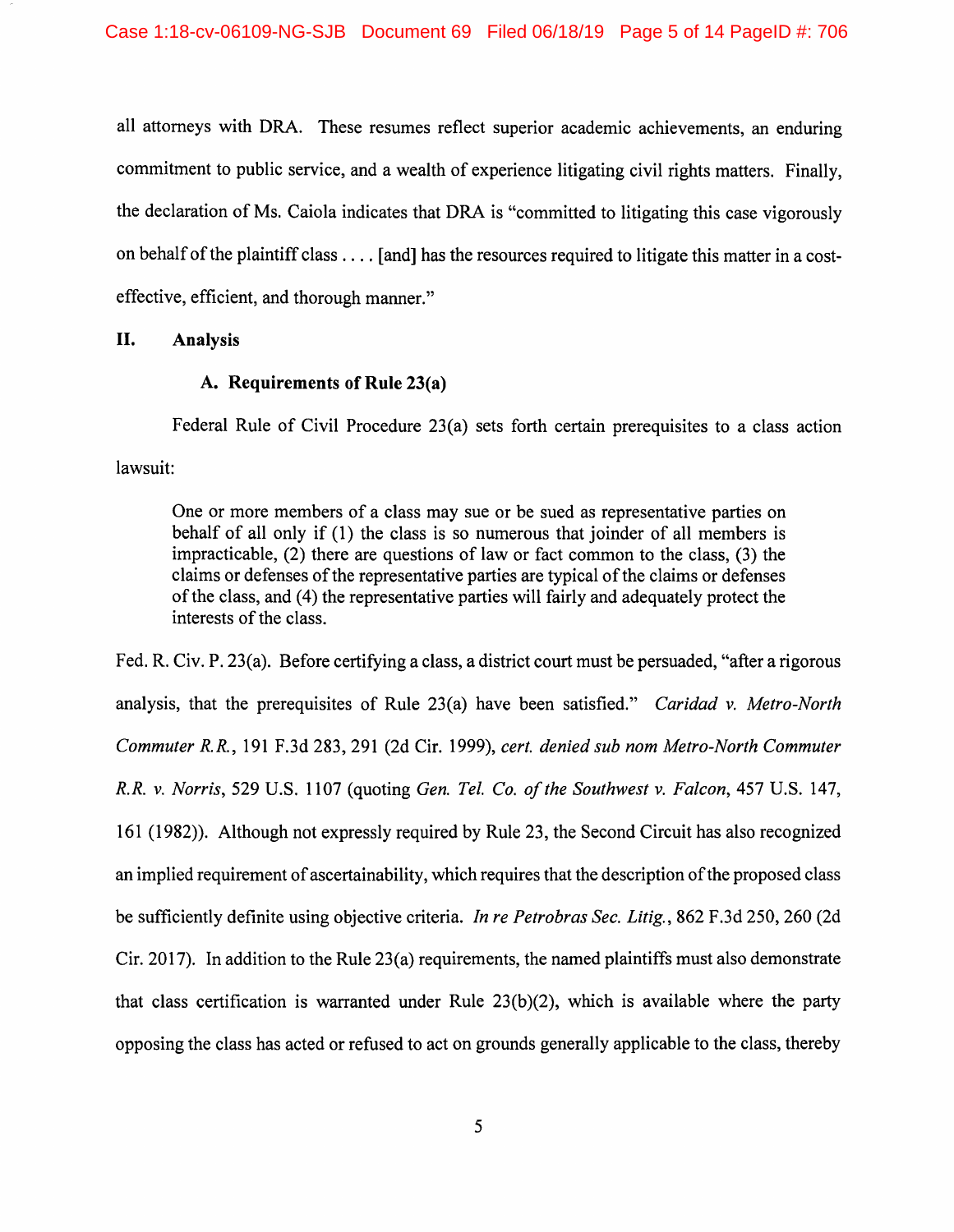all attorneys with DRA. These resumes reflect superior academic achievements, an enduring commitment to public service, and a wealth of experience litigating civil rights matters. Finally, the declaration of Ms. Caiola indicates that DRA is "committed to litigating this case vigorously on behalf of the plaintiff class . . . . [and] has the resources required to litigate this matter in a cost-effective, efficient, and thorough manner."

## II. Analysis

### A. Requirements of Rule 23(a)

Federal Rule of Civil Procedure 23(a) sets forth certain prerequisites to a class action lawsuit:

> One or more members of a class may sue or be sued as representative parties on behalf of all only if (1) the class is so numerous that joinder of all members is impracticable, (2) there are questions of law or fact common to the class, (3) the claims or defenses of the representative parties are typical of the claims or defenses of the class, and (4) the representative parties will fairly and adequately protect the interests of the class.

Fed. R. Civ. P. 23(a). Before certifying a class, a district court must be persuaded, "after a rigorous analysis, that the prerequisites of Rule 23(a) have been satisfied." *Caridad v. Metro-North Commuter R.R.*, 191 F.3d 283, 291 (2d Cir. 1999), *cert. denied sub nom Metro-North Commuter R.R. v. Norris*, 529 U.S. 1107 (quoting *Gen. Tel. Co. of the Southwest v. Falcon*, 457 U.S. 147, 161 (1982)). Although not expressly required by Rule 23, the Second Circuit has also recognized an implied requirement of ascertainability, which requires that the description of the proposed class be sufficiently definite using objective criteria. *In re Petrobras Sec. Litig.*, 862 F.3d 250, 260 (2d Cir. 2017). In addition to the Rule 23(a) requirements, the named plaintiffs must also demonstrate that class certification is warranted under Rule 23(b)(2), which is available where the party opposing the class has acted or refused to act on grounds generally applicable to the class, thereby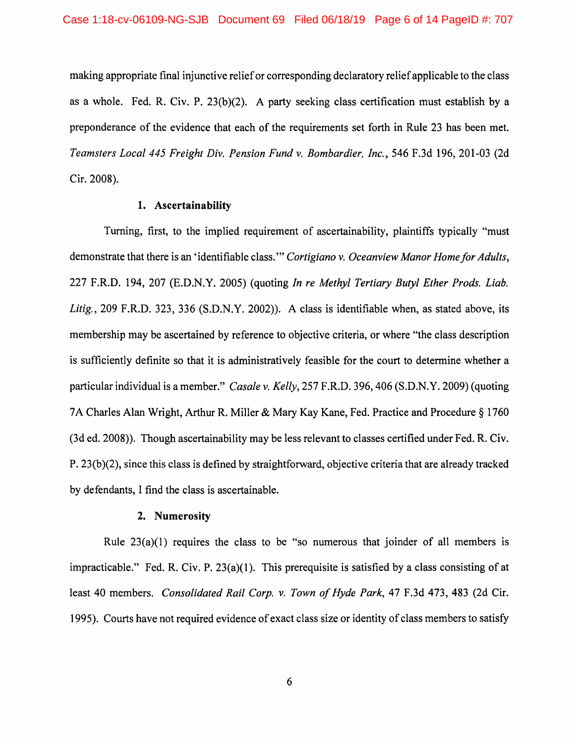making appropriate final injunctive relief or corresponding declaratory relief applicable to the class as a whole. Fed. R. Civ. P. 23(b)(2). A party seeking class certification must establish by a preponderance of the evidence that each of the requirements set forth in Rule 23 has been met. *Teamsters Local 445 Freight Div. Pension Fund v. Bombardier, Inc.*, 546 F.3d 196, 201-03 (2d Cir. 2008).

### 1. Ascertainability

Turning, first, to the implied requirement of ascertainability, plaintiffs typically "must demonstrate that there is an 'identifiable class.'" *Cortigiano v. Oceanview Manor Home for Adults*, 227 F.R.D. 194, 207 (E.D.N.Y. 2005) (quoting *In re Methyl Tertiary Butyl Ether Prods. Liab. Litig.*, 209 F.R.D. 323, 336 (S.D.N.Y. 2002)). A class is identifiable when, as stated above, its membership may be ascertained by reference to objective criteria, or where "the class description is sufficiently definite so that it is administratively feasible for the court to determine whether a particular individual is a member." *Casale v. Kelly*, 257 F.R.D. 396, 406 (S.D.N.Y. 2009) (quoting 7A Charles Alan Wright, Arthur R. Miller & Mary Kay Kane, Fed. Practice and Procedure § 1760 (3d ed. 2008)). Though ascertainability may be less relevant to classes certified under Fed. R. Civ. P. 23(b)(2), since this class is defined by straightforward, objective criteria that are already tracked by defendants, I find the class is ascertainable.

### 2. Numerosity

Rule 23(a)(1) requires the class to be "so numerous that joinder of all members is impracticable." Fed. R. Civ. P. 23(a)(1). This prerequisite is satisfied by a class consisting of at least 40 members. *Consolidated Rail Corp. v. Town of Hyde Park*, 47 F.3d 473, 483 (2d Cir. 1995). Courts have not required evidence of exact class size or identity of class members to satisfy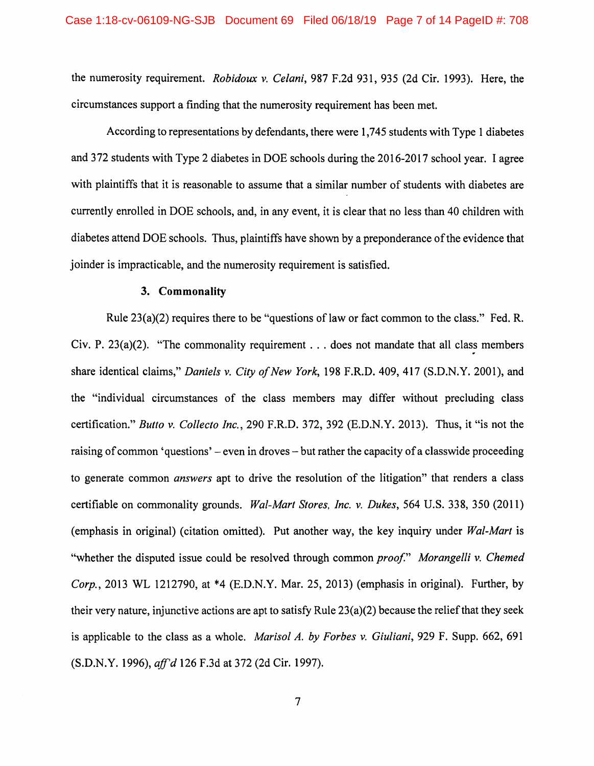the numerosity requirement. *Robidoux v. Celani*, 987 F.2d 931, 935 (2d Cir. 1993). Here, the circumstances support a finding that the numerosity requirement has been met.

According to representations by defendants, there were 1,745 students with Type 1 diabetes and 372 students with Type 2 diabetes in DOE schools during the 2016-2017 school year. I agree with plaintiffs that it is reasonable to assume that a similar number of students with diabetes are currently enrolled in DOE schools, and, in any event, it is clear that no less than 40 children with diabetes attend DOE schools. Thus, plaintiffs have shown by a preponderance of the evidence that joinder is impracticable, and the numerosity requirement is satisfied.

### 3. Commonality

Rule 23(a)(2) requires there to be "questions of law or fact common to the class." Fed. R. Civ. P. 23(a)(2). "The commonality requirement . . . does not mandate that all class members share identical claims," *Daniels v. City of New York*, 198 F.R.D. 409, 417 (S.D.N.Y. 2001), and the "individual circumstances of the class members may differ without precluding class certification." *Butto v. Collecto Inc.*, 290 F.R.D. 372, 392 (E.D.N.Y. 2013). Thus, it "is not the raising of common 'questions' – even in droves – but rather the capacity of a classwide proceeding to generate common *answers* apt to drive the resolution of the litigation" that renders a class certifiable on commonality grounds. *Wal-Mart Stores, Inc. v. Dukes*, 564 U.S. 338, 350 (2011) (emphasis in original) (citation omitted). Put another way, the key inquiry under *Wal-Mart* is "whether the disputed issue could be resolved through common *proof*." *Morangelli v. Chemed Corp.*, 2013 WL 1212790, at *4 (E.D.N.Y. Mar. 25, 2013) (emphasis in original). Further, by their very nature, injunctive actions are apt to satisfy Rule 23(a)(2) because the relief that they seek is applicable to the class as a whole. *Marisol A. by Forbes v. Giuliani*, 929 F. Supp. 662, 691 (S.D.N.Y. 1996), *aff'd* 126 F.3d at 372 (2d Cir. 1997).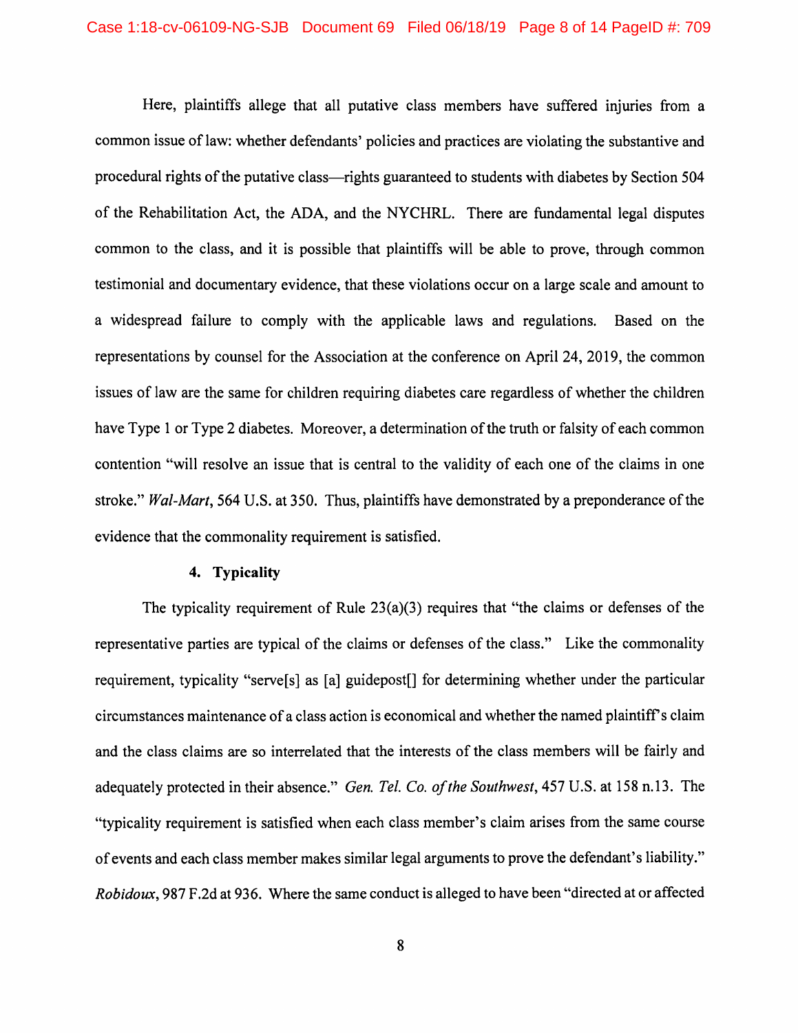Here, plaintiffs allege that all putative class members have suffered injuries from a common issue of law: whether defendants' policies and practices are violating the substantive and procedural rights of the putative class—rights guaranteed to students with diabetes by Section 504 of the Rehabilitation Act, the ADA, and the NYCHRL. There are fundamental legal disputes common to the class, and it is possible that plaintiffs will be able to prove, through common testimonial and documentary evidence, that these violations occur on a large scale and amount to a widespread failure to comply with the applicable laws and regulations. Based on the representations by counsel for the Association at the conference on April 24, 2019, the common issues of law are the same for children requiring diabetes care regardless of whether the children have Type 1 or Type 2 diabetes. Moreover, a determination of the truth or falsity of each common contention "will resolve an issue that is central to the validity of each one of the claims in one stroke." *Wal-Mart*, 564 U.S. at 350. Thus, plaintiffs have demonstrated by a preponderance of the evidence that the commonality requirement is satisfied.

#### 4. Typicality

The typicality requirement of Rule 23(a)(3) requires that "the claims or defenses of the representative parties are typical of the claims or defenses of the class." Like the commonality requirement, typicality "serve[s] as [a] guidepost[] for determining whether under the particular circumstances maintenance of a class action is economical and whether the named plaintiff's claim and the class claims are so interrelated that the interests of the class members will be fairly and adequately protected in their absence." *Gen. Tel. Co. of the Southwest*, 457 U.S. at 158 n.13. The "typicality requirement is satisfied when each class member's claim arises from the same course of events and each class member makes similar legal arguments to prove the defendant's liability." *Robidoux*, 987 F.2d at 936. Where the same conduct is alleged to have been "directed at or affected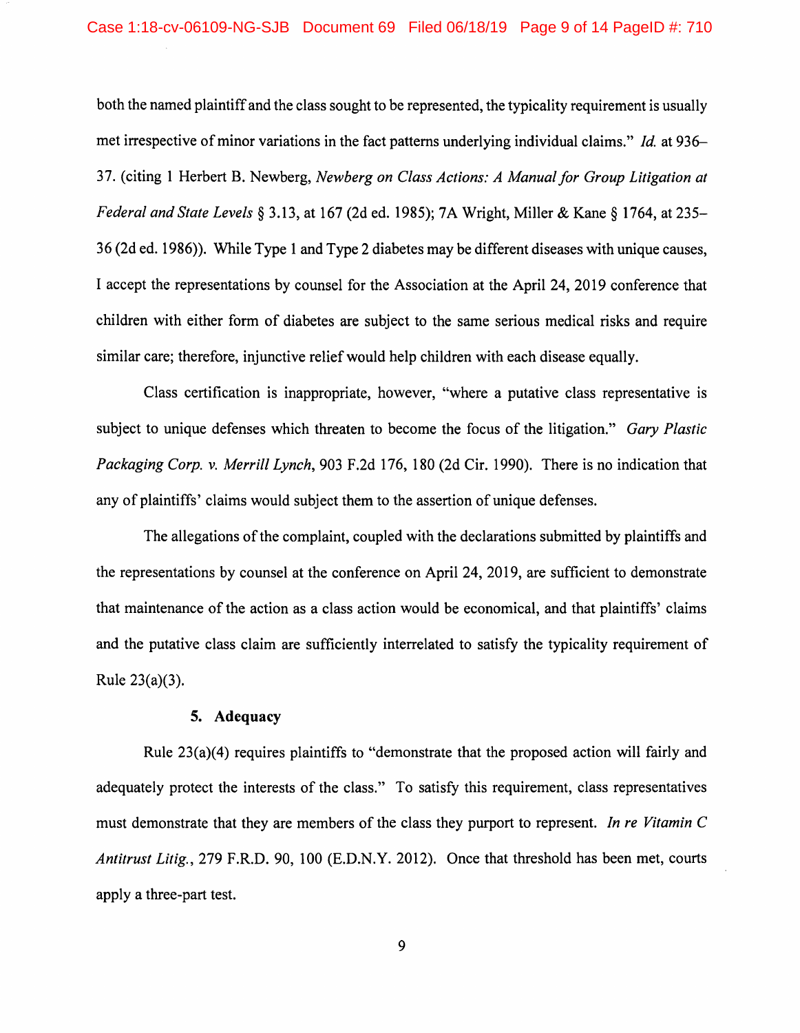both the named plaintiff and the class sought to be represented, the typicality requirement is usually met irrespective of minor variations in the fact patterns underlying individual claims." *Id.* at 936–37. (citing 1 Herbert B. Newberg, *Newberg on Class Actions: A Manual for Group Litigation at Federal and State Levels* § 3.13, at 167 (2d ed. 1985); 7A Wright, Miller & Kane § 1764, at 235–36 (2d ed. 1986)). While Type 1 and Type 2 diabetes may be different diseases with unique causes, I accept the representations by counsel for the Association at the April 24, 2019 conference that children with either form of diabetes are subject to the same serious medical risks and require similar care; therefore, injunctive relief would help children with each disease equally.

Class certification is inappropriate, however, "where a putative class representative is subject to unique defenses which threaten to become the focus of the litigation." *Gary Plastic Packaging Corp. v. Merrill Lynch*, 903 F.2d 176, 180 (2d Cir. 1990). There is no indication that any of plaintiffs' claims would subject them to the assertion of unique defenses.

The allegations of the complaint, coupled with the declarations submitted by plaintiffs and the representations by counsel at the conference on April 24, 2019, are sufficient to demonstrate that maintenance of the action as a class action would be economical, and that plaintiffs' claims and the putative class claim are sufficiently interrelated to satisfy the typicality requirement of Rule 23(a)(3).

### 5. Adequacy

Rule 23(a)(4) requires plaintiffs to "demonstrate that the proposed action will fairly and adequately protect the interests of the class." To satisfy this requirement, class representatives must demonstrate that they are members of the class they purport to represent. *In re Vitamin C Antitrust Litig.*, 279 F.R.D. 90, 100 (E.D.N.Y. 2012). Once that threshold has been met, courts apply a three-part test.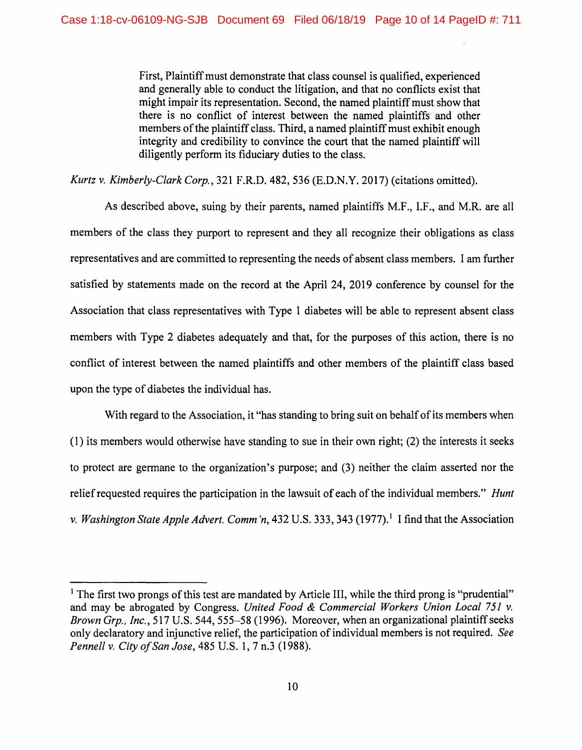> First, Plaintiff must demonstrate that class counsel is qualified, experienced and generally able to conduct the litigation, and that no conflicts exist that might impair its representation. Second, the named plaintiff must show that there is no conflict of interest between the named plaintiffs and other members of the plaintiff class. Third, a named plaintiff must exhibit enough integrity and credibility to convince the court that the named plaintiff will diligently perform its fiduciary duties to the class.

*Kurtz v. Kimberly-Clark Corp.*, 321 F.R.D. 482, 536 (E.D.N.Y. 2017) (citations omitted).

As described above, suing by their parents, named plaintiffs M.F., I.F., and M.R. are all members of the class they purport to represent and they all recognize their obligations as class representatives and are committed to representing the needs of absent class members. I am further satisfied by statements made on the record at the April 24, 2019 conference by counsel for the Association that class representatives with Type 1 diabetes will be able to represent absent class members with Type 2 diabetes adequately and that, for the purposes of this action, there is no conflict of interest between the named plaintiffs and other members of the plaintiff class based upon the type of diabetes the individual has.

With regard to the Association, it "has standing to bring suit on behalf of its members when (1) its members would otherwise have standing to sue in their own right; (2) the interests it seeks to protect are germane to the organization's purpose; and (3) neither the claim asserted nor the relief requested requires the participation in the lawsuit of each of the individual members." *Hunt v. Washington State Apple Advert. Comm'n*, 432 U.S. 333, 343 (1977).[1] I find that the Association

[1] The first two prongs of this test are mandated by Article III, while the third prong is "prudential" and may be abrogated by Congress. *United Food & Commercial Workers Union Local 751 v. Brown Grp., Inc.*, 517 U.S. 544, 555–58 (1996). Moreover, when an organizational plaintiff seeks only declaratory and injunctive relief, the participation of individual members is not required. *See Pennell v. City of San Jose*, 485 U.S. 1, 7 n.3 (1988).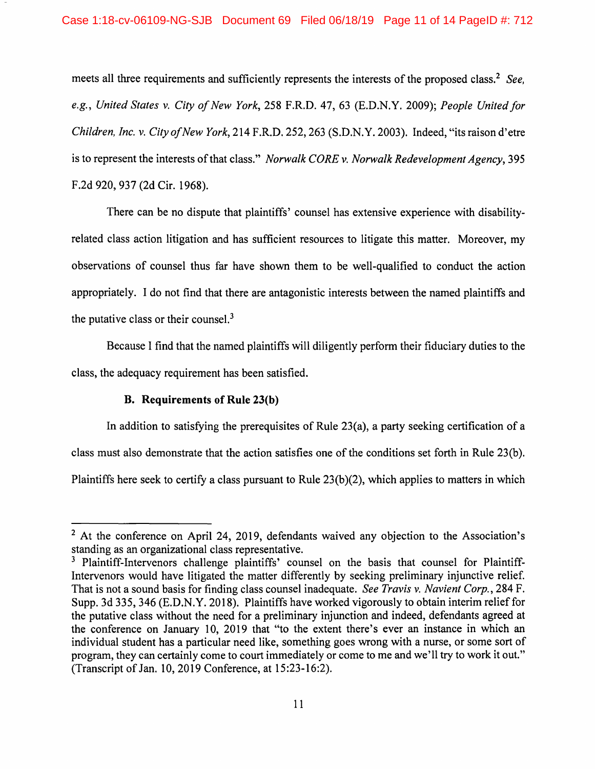meets all three requirements and sufficiently represents the interests of the proposed class.[2] *See, e.g.*, *United States v. City of New York*, 258 F.R.D. 47, 63 (E.D.N.Y. 2009); *People United for Children, Inc. v. City of New York*, 214 F.R.D. 252, 263 (S.D.N.Y. 2003). Indeed, "its raison d'etre is to represent the interests of that class." *Norwalk CORE v. Norwalk Redevelopment Agency*, 395 F.2d 920, 937 (2d Cir. 1968).

There can be no dispute that plaintiffs' counsel has extensive experience with disability-related class action litigation and has sufficient resources to litigate this matter. Moreover, my observations of counsel thus far have shown them to be well-qualified to conduct the action appropriately. I do not find that there are antagonistic interests between the named plaintiffs and the putative class or their counsel.[3]

Because I find that the named plaintiffs will diligently perform their fiduciary duties to the class, the adequacy requirement has been satisfied.

### B. Requirements of Rule 23(b)

In addition to satisfying the prerequisites of Rule 23(a), a party seeking certification of a class must also demonstrate that the action satisfies one of the conditions set forth in Rule 23(b). Plaintiffs here seek to certify a class pursuant to Rule 23(b)(2), which applies to matters in which

---

[2] At the conference on April 24, 2019, defendants waived any objection to the Association's standing as an organizational class representative.

[3] Plaintiff-Intervenors challenge plaintiffs' counsel on the basis that counsel for Plaintiff-Intervenors would have litigated the matter differently by seeking preliminary injunctive relief. That is not a sound basis for finding class counsel inadequate. *See Travis v. Navient Corp.*, 284 F. Supp. 3d 335, 346 (E.D.N.Y. 2018). Plaintiffs have worked vigorously to obtain interim relief for the putative class without the need for a preliminary injunction and indeed, defendants agreed at the conference on January 10, 2019 that "to the extent there's ever an instance in which an individual student has a particular need like, something goes wrong with a nurse, or some sort of program, they can certainly come to court immediately or come to me and we'll try to work it out." (Transcript of Jan. 10, 2019 Conference, at 15:23-16:2).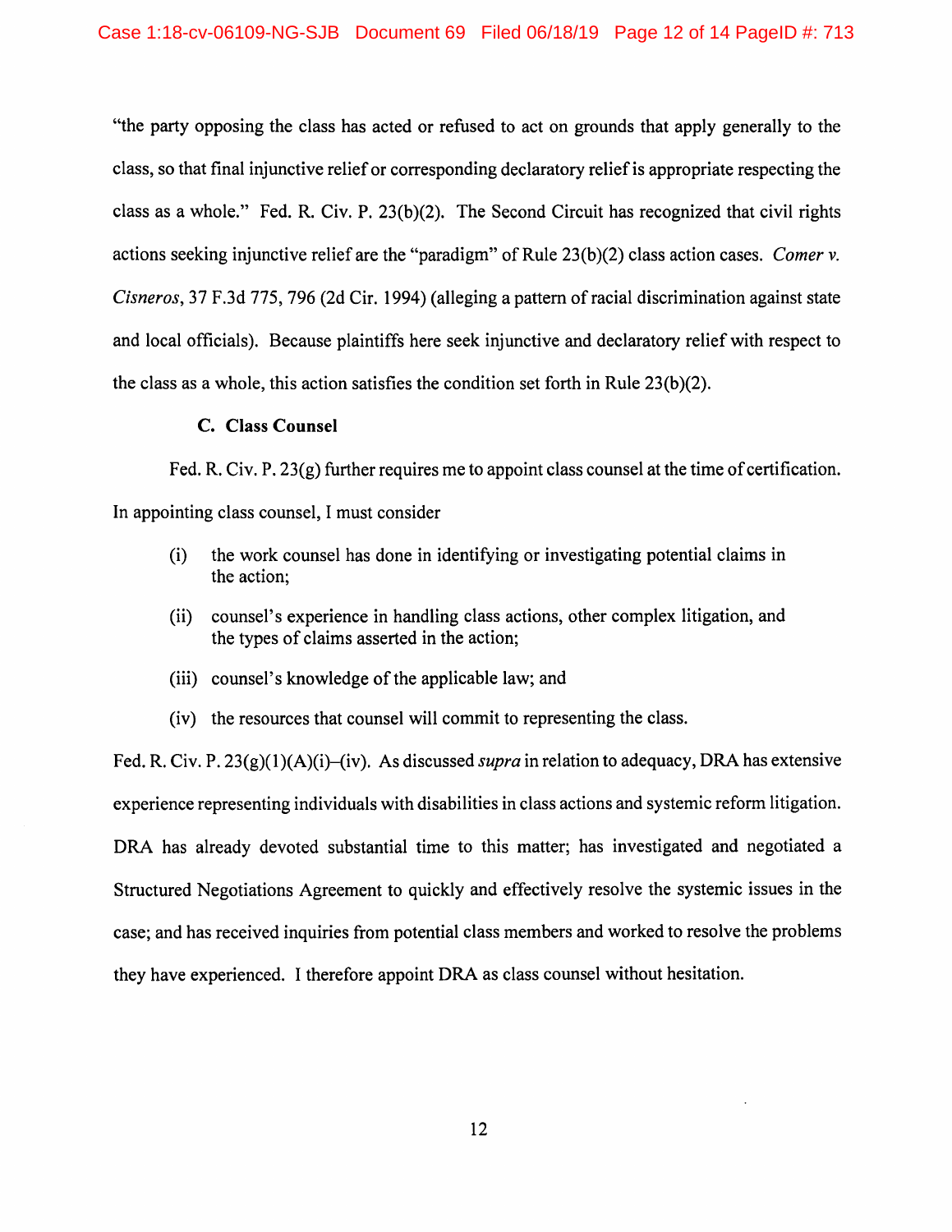"the party opposing the class has acted or refused to act on grounds that apply generally to the class, so that final injunctive relief or corresponding declaratory relief is appropriate respecting the class as a whole." Fed. R. Civ. P. 23(b)(2). The Second Circuit has recognized that civil rights actions seeking injunctive relief are the "paradigm" of Rule 23(b)(2) class action cases. *Comer v. Cisneros*, 37 F.3d 775, 796 (2d Cir. 1994) (alleging a pattern of racial discrimination against state and local officials). Because plaintiffs here seek injunctive and declaratory relief with respect to the class as a whole, this action satisfies the condition set forth in Rule 23(b)(2).

### C. Class Counsel

Fed. R. Civ. P. 23(g) further requires me to appoint class counsel at the time of certification. In appointing class counsel, I must consider

> (i) the work counsel has done in identifying or investigating potential claims in the action;
>
> (ii) counsel's experience in handling class actions, other complex litigation, and the types of claims asserted in the action;
>
> (iii) counsel's knowledge of the applicable law; and
>
> (iv) the resources that counsel will commit to representing the class.

Fed. R. Civ. P. 23(g)(1)(A)(i)–(iv). As discussed *supra* in relation to adequacy, DRA has extensive experience representing individuals with disabilities in class actions and systemic reform litigation. DRA has already devoted substantial time to this matter; has investigated and negotiated a Structured Negotiations Agreement to quickly and effectively resolve the systemic issues in the case; and has received inquiries from potential class members and worked to resolve the problems they have experienced. I therefore appoint DRA as class counsel without hesitation.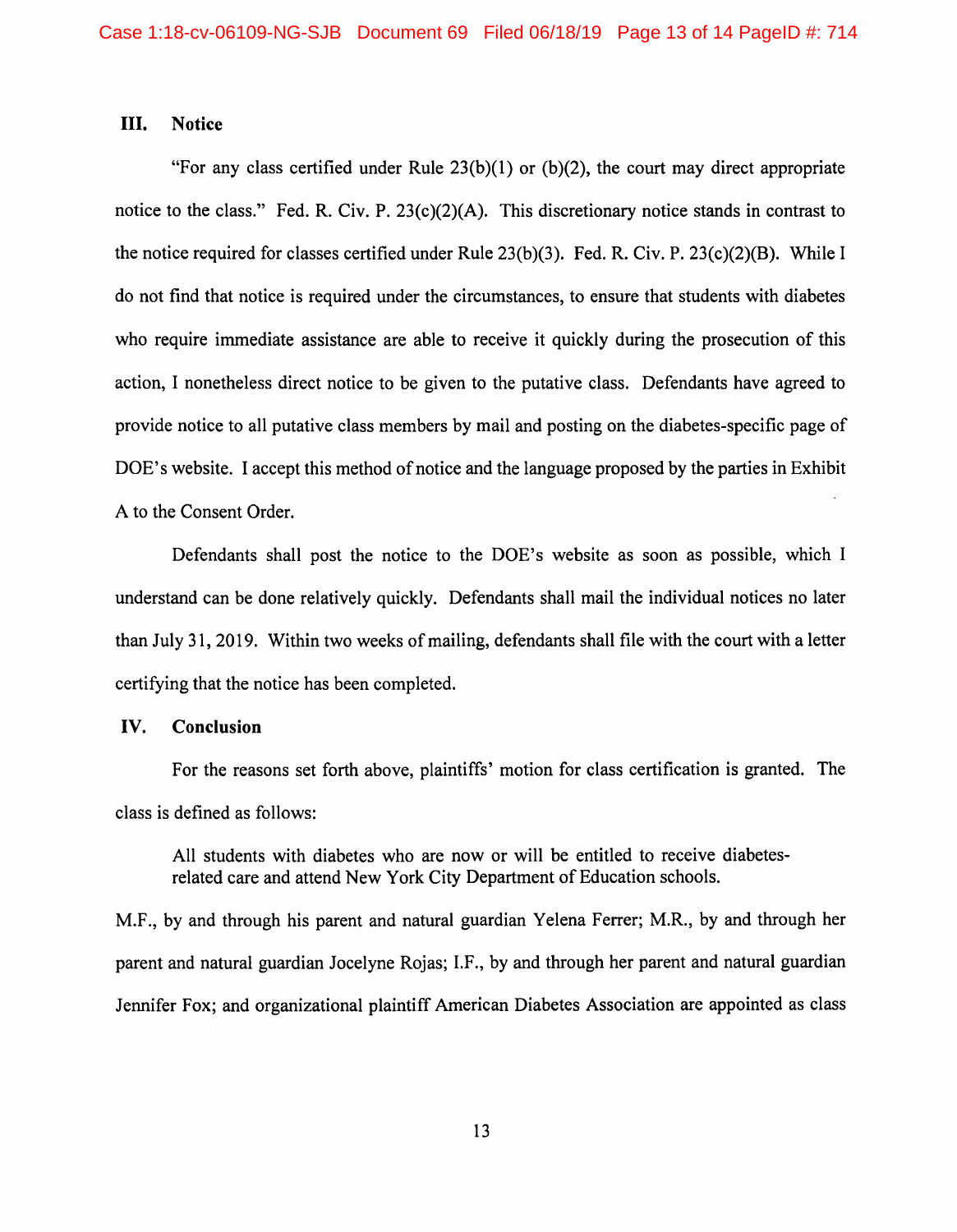## III. Notice

"For any class certified under Rule 23(b)(1) or (b)(2), the court may direct appropriate notice to the class." Fed. R. Civ. P. 23(c)(2)(A). This discretionary notice stands in contrast to the notice required for classes certified under Rule 23(b)(3). Fed. R. Civ. P. 23(c)(2)(B). While I do not find that notice is required under the circumstances, to ensure that students with diabetes who require immediate assistance are able to receive it quickly during the prosecution of this action, I nonetheless direct notice to be given to the putative class. Defendants have agreed to provide notice to all putative class members by mail and posting on the diabetes-specific page of DOE's website. I accept this method of notice and the language proposed by the parties in Exhibit A to the Consent Order.

Defendants shall post the notice to the DOE's website as soon as possible, which I understand can be done relatively quickly. Defendants shall mail the individual notices no later than July 31, 2019. Within two weeks of mailing, defendants shall file with the court with a letter certifying that the notice has been completed.

## IV. Conclusion

For the reasons set forth above, plaintiffs' motion for class certification is granted. The class is defined as follows:

> All students with diabetes who are now or will be entitled to receive diabetes-related care and attend New York City Department of Education schools.

M.F., by and through his parent and natural guardian Yelena Ferrer; M.R., by and through her parent and natural guardian Jocelyne Rojas; I.F., by and through her parent and natural guardian Jennifer Fox; and organizational plaintiff American Diabetes Association are appointed as class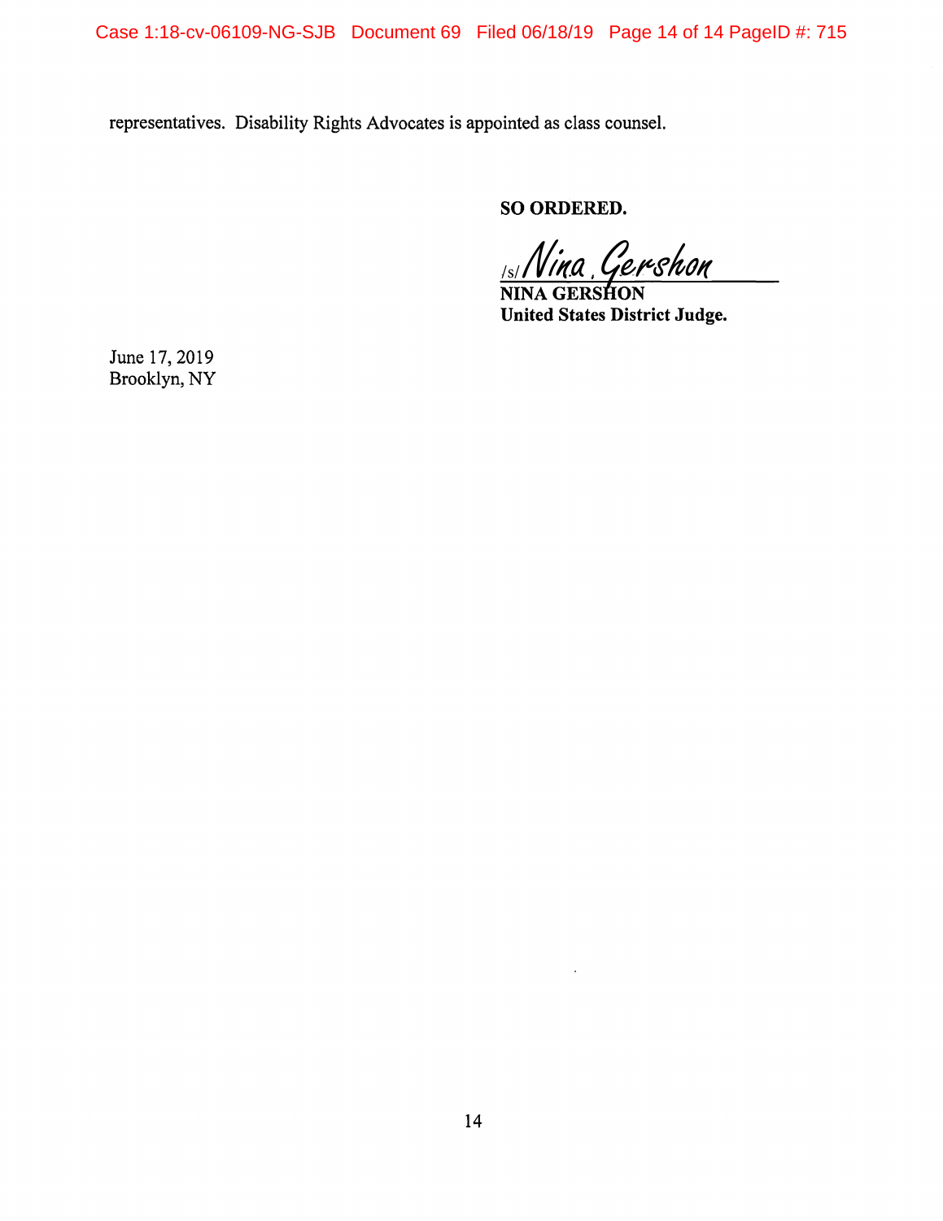representatives. Disability Rights Advocates is appointed as class counsel.

**SO ORDERED.**

/s/ Nina Gershon

**NINA GERSHON**
**United States District Judge.**

June 17, 2019
Brooklyn, NY